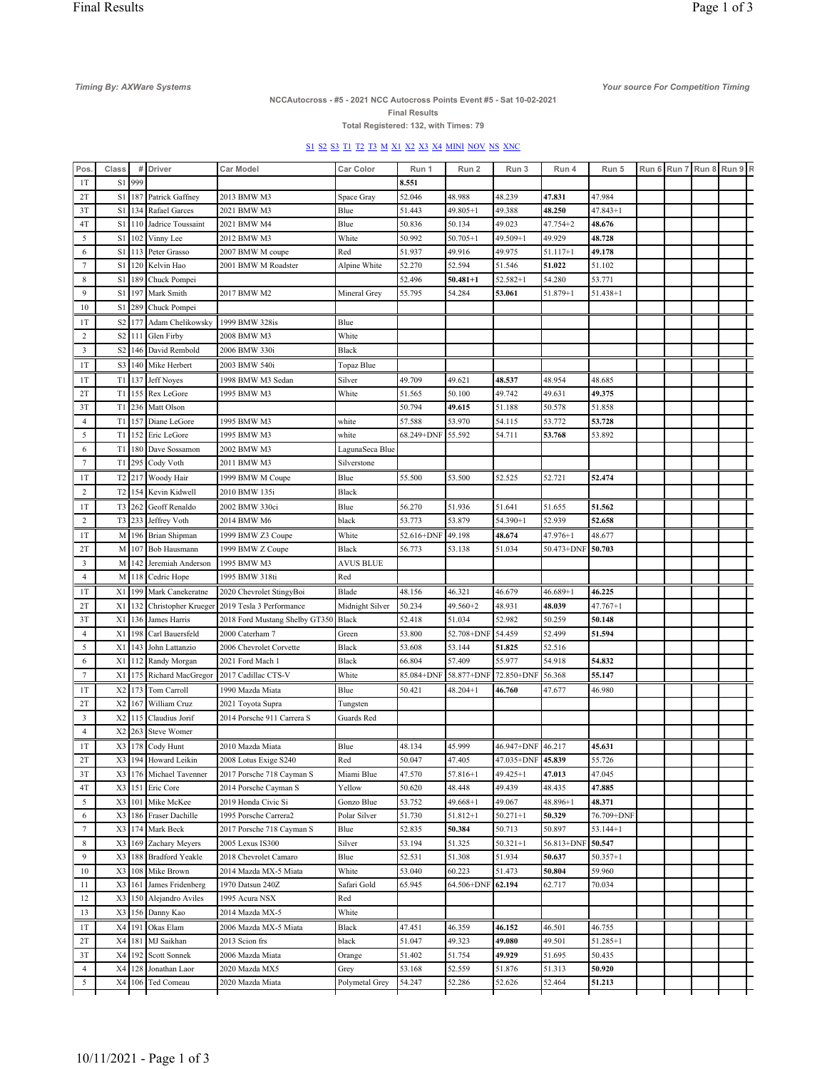*Timing By: AXWare Systems* *Your source For Competition Timing*

**NCCAutocross - #5 - 2021 NCC Autocross Points Event #5 - Sat 10-02-2021**

**Final Results**

**Total Registered: 132, with Times: 79**

S1 S2 S3 T1 T2 T3 M X1 X2 X3 X4 MINI NOV NS XNC

| Pos. | Class | # | Driver | Car Model | Car Color | Run 1 | Run 2 | Run 3 | Run 4 | Run 5 | Run 6 | Run 7 | Run 8 | Run 9 | R |
|---|---|---|---|---|---|---|---|---|---|---|---|---|---|---|---|
| 1T | S1 | 999 | | | | **8.551** | | | | | | | | | |
| 2T | S1 | 187 | Patrick Gaffney | 2013 BMW M3 | Space Gray | 52.046 | 48.988 | 48.239 | **47.831** | 47.984 | | | | | |
| 3T | S1 | 134 | Rafael Garces | 2021 BMW M3 | Blue | 51.443 | 49.805+1 | 49.388 | **48.250** | 47.843+1 | | | | | |
| 4T | S1 | 110 | Jadrice Toussaint | 2021 BMW M4 | Blue | 50.836 | 50.134 | 49.023 | 47.754+2 | **48.676** | | | | | |
| 5 | S1 | 102 | Vinny Lee | 2012 BMW M3 | White | 50.992 | 50.705+1 | 49.509+1 | 49.929 | **48.728** | | | | | |
| 6 | S1 | 113 | Peter Grasso | 2007 BMW M coupe | Red | 51.937 | 49.916 | 49.975 | 51.117+1 | **49.178** | | | | | |
| 7 | S1 | 120 | Kelvin Hao | 2001 BMW M Roadster | Alpine White | 52.270 | 52.594 | 51.546 | **51.022** | 51.102 | | | | | |
| 8 | S1 | 189 | Chuck Pompei | | | 52.496 | **50.481+1** | 52.582+1 | 54.280 | 53.771 | | | | | |
| 9 | S1 | 197 | Mark Smith | 2017 BMW M2 | Mineral Grey | 55.795 | 54.284 | **53.061** | 51.879+1 | 51.438+1 | | | | | |
| 10 | S1 | 289 | Chuck Pompei | | | | | | | | | | | | |
| 1T | S2 | 177 | Adam Chelikowsky | 1999 BMW 328is | Blue | | | | | | | | | | |
| 2 | S2 | 111 | Glen Firby | 2008 BMW M3 | White | | | | | | | | | | |
| 3 | S2 | 146 | David Rembold | 2006 BMW 330i | Black | | | | | | | | | | |
| 1T | S3 | 140 | Mike Herbert | 2003 BMW 540i | Topaz Blue | | | | | | | | | | |
| 1T | T1 | 137 | Jeff Noyes | 1998 BMW M3 Sedan | Silver | 49.709 | 49.621 | **48.537** | 48.954 | 48.685 | | | | | |
| 2T | T1 | 155 | Rex LeGore | 1995 BMW M3 | White | 51.565 | 50.100 | 49.742 | 49.631 | **49.375** | | | | | |
| 3T | T1 | 236 | Matt Olson | | | 50.794 | **49.615** | 51.188 | 50.578 | 51.858 | | | | | |
| 4 | T1 | 157 | Diane LeGore | 1995 BMW M3 | white | 57.588 | 53.970 | 54.115 | 53.772 | **53.728** | | | | | |
| 5 | T1 | 152 | Eric LeGore | 1995 BMW M3 | white | 68.249+DNF | 55.592 | 54.711 | **53.768** | 53.892 | | | | | |
| 6 | T1 | 180 | Dave Sossamon | 2002 BMW M3 | LagunaSeca Blue | | | | | | | | | | |
| 7 | T1 | 295 | Cody Voth | 2011 BMW M3 | Silverstone | | | | | | | | | | |
| 1T | T2 | 217 | Woody Hair | 1999 BMW M Coupe | Blue | 55.500 | 53.500 | 52.525 | 52.721 | **52.474** | | | | | |
| 2 | T2 | 154 | Kevin Kidwell | 2010 BMW 135i | Black | | | | | | | | | | |
| 1T | T3 | 262 | Geoff Renaldo | 2002 BMW 330ci | Blue | 56.270 | 51.936 | 51.641 | 51.655 | **51.562** | | | | | |
| 2 | T3 | 233 | Jeffrey Voth | 2014 BMW M6 | black | 53.773 | 53.879 | 54.390+1 | 52.939 | **52.658** | | | | | |
| 1T | M | 196 | Brian Shipman | 1999 BMW Z3 Coupe | White | 52.616+DNF | 49.198 | **48.674** | 47.976+1 | 48.677 | | | | | |
| 2T | M | 107 | Bob Hausmann | 1999 BMW Z Coupe | Black | 56.773 | 53.138 | 51.034 | 50.473+DNF | **50.703** | | | | | |
| 3 | M | 142 | Jeremiah Anderson | 1995 BMW M3 | AVUS BLUE | | | | | | | | | | |
| 4 | M | 118 | Cedric Hope | 1995 BMW 318ti | Red | | | | | | | | | | |
| 1T | X1 | 199 | Mark Canekeratne | 2020 Chevrolet StingyBoi | Blade | 48.156 | 46.321 | 46.679 | 46.689+1 | **46.225** | | | | | |
| 2T | X1 | 132 | Christopher Krueger | 2019 Tesla 3 Performance | Midnight Silver | 50.234 | 49.560+2 | 48.931 | **48.039** | 47.767+1 | | | | | |
| 3T | X1 | 136 | James Harris | 2018 Ford Mustang Shelby GT350 | Black | 52.418 | 51.034 | 52.982 | 50.259 | **50.148** | | | | | |
| 4 | X1 | 198 | Carl Bauersfeld | 2000 Caterham 7 | Green | 53.800 | 52.708+DNF | 54.459 | 52.499 | **51.594** | | | | | |
| 5 | X1 | 143 | John Lattanzio | 2006 Chevrolet Corvette | Black | 53.608 | 53.144 | **51.825** | 52.516 | | | | | | |
| 6 | X1 | 112 | Randy Morgan | 2021 Ford Mach 1 | Black | 66.804 | 57.409 | 55.977 | 54.918 | **54.832** | | | | | |
| 7 | X1 | 175 | Richard MacGregor | 2017 Cadillac CTS-V | White | 85.084+DNF | 58.877+DNF | 72.850+DNF | 56.368 | **55.147** | | | | | |
| 1T | X2 | 173 | Tom Carroll | 1990 Mazda Miata | Blue | 50.421 | 48.204+1 | **46.760** | 47.677 | 46.980 | | | | | |
| 2T | X2 | 167 | William Cruz | 2021 Toyota Supra | Tungsten | | | | | | | | | | |
| 3 | X2 | 115 | Claudius Jorif | 2014 Porsche 911 Carrera S | Guards Red | | | | | | | | | | |
| 4 | X2 | 263 | Steve Womer | | | | | | | | | | | | |
| 1T | X3 | 178 | Cody Hunt | 2010 Mazda Miata | Blue | 48.134 | 45.999 | 46.947+DNF | 46.217 | **45.631** | | | | | |
| 2T | X3 | 194 | Howard Leikin | 2008 Lotus Exige S240 | Red | 50.047 | 47.405 | 47.035+DNF | **45.839** | 55.726 | | | | | |
| 3T | X3 | 176 | Michael Tavenner | 2017 Porsche 718 Cayman S | Miami Blue | 47.570 | 57.816+1 | 49.425+1 | **47.013** | 47.045 | | | | | |
| 4T | X3 | 151 | Eric Core | 2014 Porsche Cayman S | Yellow | 50.620 | 48.448 | 49.439 | 48.435 | **47.885** | | | | | |
| 5 | X3 | 101 | Mike McKee | 2019 Honda Civic Si | Gonzo Blue | 53.752 | 49.668+1 | 49.067 | 48.896+1 | **48.371** | | | | | |
| 6 | X3 | 186 | Fraser Dachille | 1995 Porsche Carrera2 | Polar Silver | 51.730 | 51.812+1 | 50.271+1 | **50.329** | 76.709+DNF | | | | | |
| 7 | X3 | 174 | Mark Beck | 2017 Porsche 718 Cayman S | Blue | 52.835 | **50.384** | 50.713 | 50.897 | 53.144+1 | | | | | |
| 8 | X3 | 169 | Zachary Meyers | 2005 Lexus IS300 | Silver | 53.194 | 51.325 | 50.321+1 | 56.813+DNF | **50.547** | | | | | |
| 9 | X3 | 188 | Bradford Yeakle | 2018 Chevrolet Camaro | Blue | 52.531 | 51.308 | 51.934 | **50.637** | 50.357+1 | | | | | |
| 10 | X3 | 108 | Mike Brown | 2014 Mazda MX-5 Miata | White | 53.040 | 60.223 | 51.473 | **50.804** | 59.960 | | | | | |
| 11 | X3 | 161 | James Fridenberg | 1970 Datsun 240Z | Safari Gold | 65.945 | 64.506+DNF | **62.194** | 62.717 | 70.034 | | | | | |
| 12 | X3 | 150 | Alejandro Aviles | 1995 Acura NSX | Red | | | | | | | | | | |
| 13 | X3 | 156 | Danny Kao | 2014 Mazda MX-5 | White | | | | | | | | | | |
| 1T | X4 | 191 | Okas Elam | 2006 Mazda MX-5 Miata | Black | 47.451 | 46.359 | **46.152** | 46.501 | 46.755 | | | | | |
| 2T | X4 | 181 | MJ Saikhan | 2013 Scion frs | black | 51.047 | 49.323 | **49.080** | 49.501 | 51.285+1 | | | | | |
| 3T | X4 | 192 | Scott Sonnek | 2006 Mazda Miata | Orange | 51.402 | 51.754 | **49.929** | 51.695 | 50.435 | | | | | |
| 4 | X4 | 128 | Jonathan Laor | 2020 Mazda MX5 | Grey | 53.168 | 52.559 | 51.876 | 51.313 | **50.920** | | | | | |
| 5 | X4 | 106 | Ted Comeau | 2020 Mazda Miata | Polymetal Grey | 54.247 | 52.286 | 52.626 | 52.464 | **51.213** | | | | | |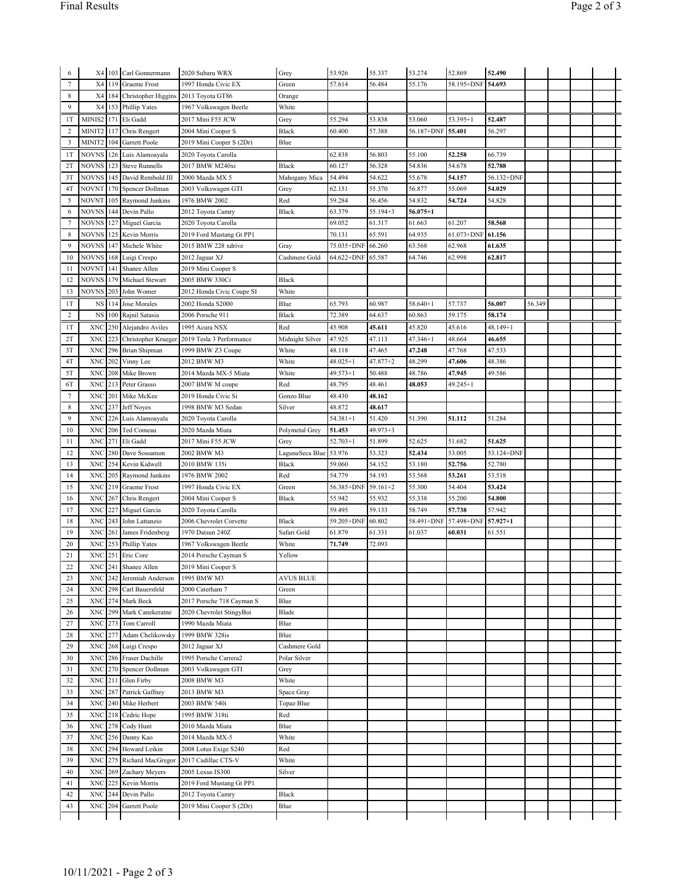| | | | | | | | | | | | | | | | | |
|---|---|---|---|---|---|---|---|---|---|---|---|---|---|---|---|---|
| 6 | X4 | 103 | Carl Gonnermann | 2020 Subaru WRX | Grey | 53.926 | 55.337 | 53.274 | 52.869 | **52.490** | | | | | | |
| 7 | X4 | 119 | Graeme Frost | 1997 Honda Civic EX | Green | 57.614 | 56.484 | 55.176 | 58.195+DNF | **54.693** | | | | | | |
| 8 | X4 | 184 | Christopher Higgins | 2013 Toyota GT86 | Orange | | | | | | | | | | | |
| 9 | X4 | 153 | Phillip Yates | 1967 Volkswagen Beetle | White | | | | | | | | | | | |
| 1T | MINIS2 | 171 | Eli Gadd | 2017 Mini F55 JCW | Grey | 55.294 | 53.838 | 53.060 | 53.395+1 | **52.487** | | | | | | |
| 2 | MINIT2 | 117 | Chris Rengert | 2004 Mini Cooper S | Black | 60.400 | 57.388 | 56.187+DNF | **55.401** | 56.297 | | | | | | |
| 3 | MINIT2 | 104 | Garrett Poole | 2019 Mini Cooper S (2Dr) | Blue | | | | | | | | | | | |
| 1T | NOVNS | 126 | Luis Alamoayala | 2020 Toyota Carolla | | 62.838 | 56.803 | 55.100 | **52.258** | 66.739 | | | | | | |
| 2T | NOVNS | 123 | Steve Runnells | 2017 BMW M240xi | Black | 60.127 | 56.328 | 54.836 | 54.678 | **52.788** | | | | | | |
| 3T | NOVNS | 145 | David Rembold III | 2000 Mazda MX 5 | Mahogany Mica | 54.494 | 54.622 | 55.678 | **54.157** | 56.132+DNF | | | | | | |
| 4T | NOVNT | 170 | Spencer Dollman | 2003 Volkswagen GTI | Grey | 62.151 | 55.370 | 56.877 | 55.069 | **54.029** | | | | | | |
| 5 | NOVNT | 105 | Raymond Junkins | 1976 BMW 2002 | Red | 59.284 | 56.456 | 54.832 | **54.724** | 54.828 | | | | | | |
| 6 | NOVNS | 144 | Devin Pallo | 2012 Toyota Camry | Black | 63.379 | 55.194+3 | **56.075+1** | | | | | | | | |
| 7 | NOVNS | 127 | Miguel Garcia | 2020 Toyota Carolla | | 69.052 | 61.317 | 61.663 | 61.207 | **58.568** | | | | | | |
| 8 | NOVNS | 125 | Kevin Morris | 2019 Ford Mustang Gt PP1 | | 70.131 | 65.591 | 64.935 | 61.073+DNF | **61.156** | | | | | | |
| 9 | NOVNS | 147 | Michele White | 2015 BMW 228 xdrive | Gray | 75.035+DNF | 66.260 | 63.568 | 62.968 | **61.635** | | | | | | |
| 10 | NOVNS | 168 | Luigi Crespo | 2012 Jaguar XJ | Cashmere Gold | 64.622+DNF | 65.587 | 64.746 | 62.998 | **62.817** | | | | | | |
| 11 | NOVNT | 141 | Shanee Allen | 2019 Mini Cooper S | | | | | | | | | | | | |
| 12 | NOVNS | 179 | Michael Stewart | 2005 BMW 330Ci | Black | | | | | | | | | | | |
| 13 | NOVNS | 203 | John Womer | 2012 Honda Civic Coupe SI | White | | | | | | | | | | | |
| 1T | NS | 114 | Jose Morales | 2002 Honda S2000 | Blue | 65.793 | 60.987 | 58.640+1 | 57.737 | **56.007** | 56.349 | | | | | |
| 2 | NS | 100 | Rajnil Satasia | 2006 Porsche 911 | Black | 72.389 | 64.637 | 60.863 | 59.175 | **58.174** | | | | | | |
| 1T | XNC | 250 | Alejandro Aviles | 1995 Acura NSX | Red | 45.908 | **45.611** | 45.820 | 45.616 | 48.149+1 | | | | | | |
| 2T | XNC | 223 | Christopher Krueger | 2019 Tesla 3 Performance | Midnight Silver | 47.925 | 47.113 | 47.346+1 | 48.664 | **46.655** | | | | | | |
| 3T | XNC | 296 | Brian Shipman | 1999 BMW Z3 Coupe | White | 48.118 | 47.465 | **47.248** | 47.768 | 47.533 | | | | | | |
| 4T | XNC | 202 | Vinny Lee | 2012 BMW M3 | White | 48.025+1 | 47.877+2 | 48.299 | **47.606** | 48.386 | | | | | | |
| 5T | XNC | 208 | Mike Brown | 2014 Mazda MX-5 Miata | White | 49.573+1 | 50.488 | 48.786 | **47.945** | 49.586 | | | | | | |
| 6T | XNC | 213 | Peter Grasso | 2007 BMW M coupe | Red | 48.795 | 48.461 | **48.053** | 49.245+1 | | | | | | | |
| 7 | XNC | 201 | Mike McKee | 2019 Honda Civic Si | Gonzo Blue | 48.430 | **48.162** | | | | | | | | | |
| 8 | XNC | 237 | Jeff Noyes | 1998 BMW M3 Sedan | Silver | 48.872 | **48.617** | | | | | | | | | |
| 9 | XNC | 226 | Luis Alamoayala | 2020 Toyota Carolla | | 54.381+1 | 51.420 | 51.390 | **51.112** | 51.284 | | | | | | |
| 10 | XNC | 206 | Ted Comeau | 2020 Mazda Miata | Polymetal Grey | **51.453** | 49.973+3 | | | | | | | | | |
| 11 | XNC | 271 | Eli Gadd | 2017 Mini F55 JCW | Grey | 52.703+1 | 51.899 | 52.625 | 51.682 | **51.625** | | | | | | |
| 12 | XNC | 280 | Dave Sossamon | 2002 BMW M3 | LagunaSeca Blue | 53.976 | 53.323 | **52.434** | 53.005 | 53.124+DNF | | | | | | |
| 13 | XNC | 254 | Kevin Kidwell | 2010 BMW 135i | Black | 59.060 | 54.152 | 53.180 | **52.756** | 52.780 | | | | | | |
| 14 | XNC | 205 | Raymond Junkins | 1976 BMW 2002 | Red | 54.779 | 54.193 | 53.568 | **53.261** | 53.518 | | | | | | |
| 15 | XNC | 219 | Graeme Frost | 1997 Honda Civic EX | Green | 56.385+DNF | 59.161+2 | 55.300 | 54.404 | **53.424** | | | | | | |
| 16 | XNC | 267 | Chris Rengert | 2004 Mini Cooper S | Black | 55.942 | 55.932 | 55.338 | 55.200 | **54.800** | | | | | | |
| 17 | XNC | 227 | Miguel Garcia | 2020 Toyota Carolla | | 59.495 | 59.133 | 58.749 | **57.738** | 57.942 | | | | | | |
| 18 | XNC | 243 | John Lattanzio | 2006 Chevrolet Corvette | Black | 59.205+DNF | 60.802 | 58.491+DNF | 57.498+DNF | **57.927+1** | | | | | | |
| 19 | XNC | 261 | James Fridenberg | 1970 Datsun 240Z | Safari Gold | 61.879 | 61.331 | 61.037 | **60.031** | 61.551 | | | | | | |
| 20 | XNC | 253 | Phillip Yates | 1967 Volkswagen Beetle | White | **71.749** | 72.093 | | | | | | | | | |
| 21 | XNC | 251 | Eric Core | 2014 Porsche Cayman S | Yellow | | | | | | | | | | | |
| 22 | XNC | 241 | Shanee Allen | 2019 Mini Cooper S | | | | | | | | | | | | |
| 23 | XNC | 242 | Jeremiah Anderson | 1995 BMW M3 | AVUS BLUE | | | | | | | | | | | |
| 24 | XNC | 298 | Carl Bauersfeld | 2000 Caterham 7 | Green | | | | | | | | | | | |
| 25 | XNC | 274 | Mark Beck | 2017 Porsche 718 Cayman S | Blue | | | | | | | | | | | |
| 26 | XNC | 299 | Mark Canekeratne | 2020 Chevrolet StingyBoi | Blade | | | | | | | | | | | |
| 27 | XNC | 273 | Tom Carroll | 1990 Mazda Miata | Blue | | | | | | | | | | | |
| 28 | XNC | 277 | Adam Chelikowsky | 1999 BMW 328is | Blue | | | | | | | | | | | |
| 29 | XNC | 268 | Luigi Crespo | 2012 Jaguar XJ | Cashmere Gold | | | | | | | | | | | |
| 30 | XNC | 286 | Fraser Dachille | 1995 Porsche Carrera2 | Polar Silver | | | | | | | | | | | |
| 31 | XNC | 270 | Spencer Dollman | 2003 Volkswagen GTI | Grey | | | | | | | | | | | |
| 32 | XNC | 211 | Glen Firby | 2008 BMW M3 | White | | | | | | | | | | | |
| 33 | XNC | 287 | Patrick Gaffney | 2013 BMW M3 | Space Gray | | | | | | | | | | | |
| 34 | XNC | 240 | Mike Herbert | 2003 BMW 540i | Topaz Blue | | | | | | | | | | | |
| 35 | XNC | 218 | Cedric Hope | 1995 BMW 318ti | Red | | | | | | | | | | | |
| 36 | XNC | 278 | Cody Hunt | 2010 Mazda Miata | Blue | | | | | | | | | | | |
| 37 | XNC | 256 | Danny Kao | 2014 Mazda MX-5 | White | | | | | | | | | | | |
| 38 | XNC | 294 | Howard Leikin | 2008 Lotus Exige S240 | Red | | | | | | | | | | | |
| 39 | XNC | 275 | Richard MacGregor | 2017 Cadillac CTS-V | White | | | | | | | | | | | |
| 40 | XNC | 269 | Zachary Meyers | 2005 Lexus IS300 | Silver | | | | | | | | | | | |
| 41 | XNC | 225 | Kevin Morris | 2019 Ford Mustang Gt PP1 | | | | | | | | | | | | |
| 42 | XNC | 244 | Devin Pallo | 2012 Toyota Camry | Black | | | | | | | | | | | |
| 43 | XNC | 204 | Garrett Poole | 2019 Mini Cooper S (2Dr) | Blue | | | | | | | | | | | |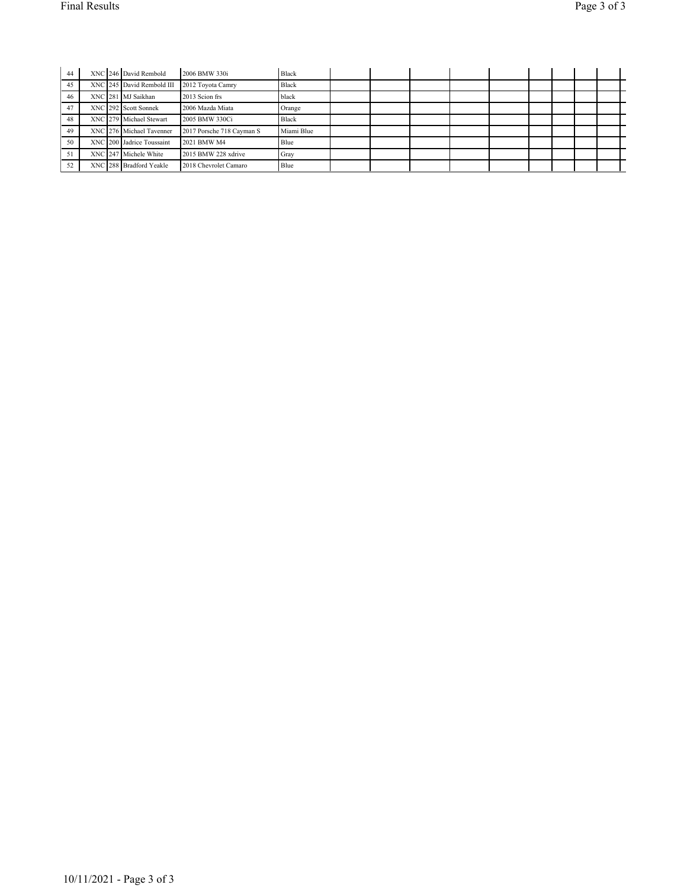| | | | | | | | | | | | | | | |
|---|---|---|---|---|---|---|---|---|---|---|---|---|---|---|
| 44 | XNC | 246 | David Rembold | 2006 BMW 330i | Black | | | | | | | | | |
| 45 | XNC | 245 | David Rembold III | 2012 Toyota Camry | Black | | | | | | | | | |
| 46 | XNC | 281 | MJ Saikhan | 2013 Scion frs | black | | | | | | | | | |
| 47 | XNC | 292 | Scott Sonnek | 2006 Mazda Miata | Orange | | | | | | | | | |
| 48 | XNC | 279 | Michael Stewart | 2005 BMW 330Ci | Black | | | | | | | | | |
| 49 | XNC | 276 | Michael Tavenner | 2017 Porsche 718 Cayman S | Miami Blue | | | | | | | | | |
| 50 | XNC | 200 | Jadrice Toussaint | 2021 BMW M4 | Blue | | | | | | | | | |
| 51 | XNC | 247 | Michele White | 2015 BMW 228 xdrive | Gray | | | | | | | | | |
| 52 | XNC | 288 | Bradford Yeakle | 2018 Chevrolet Camaro | Blue | | | | | | | | | |